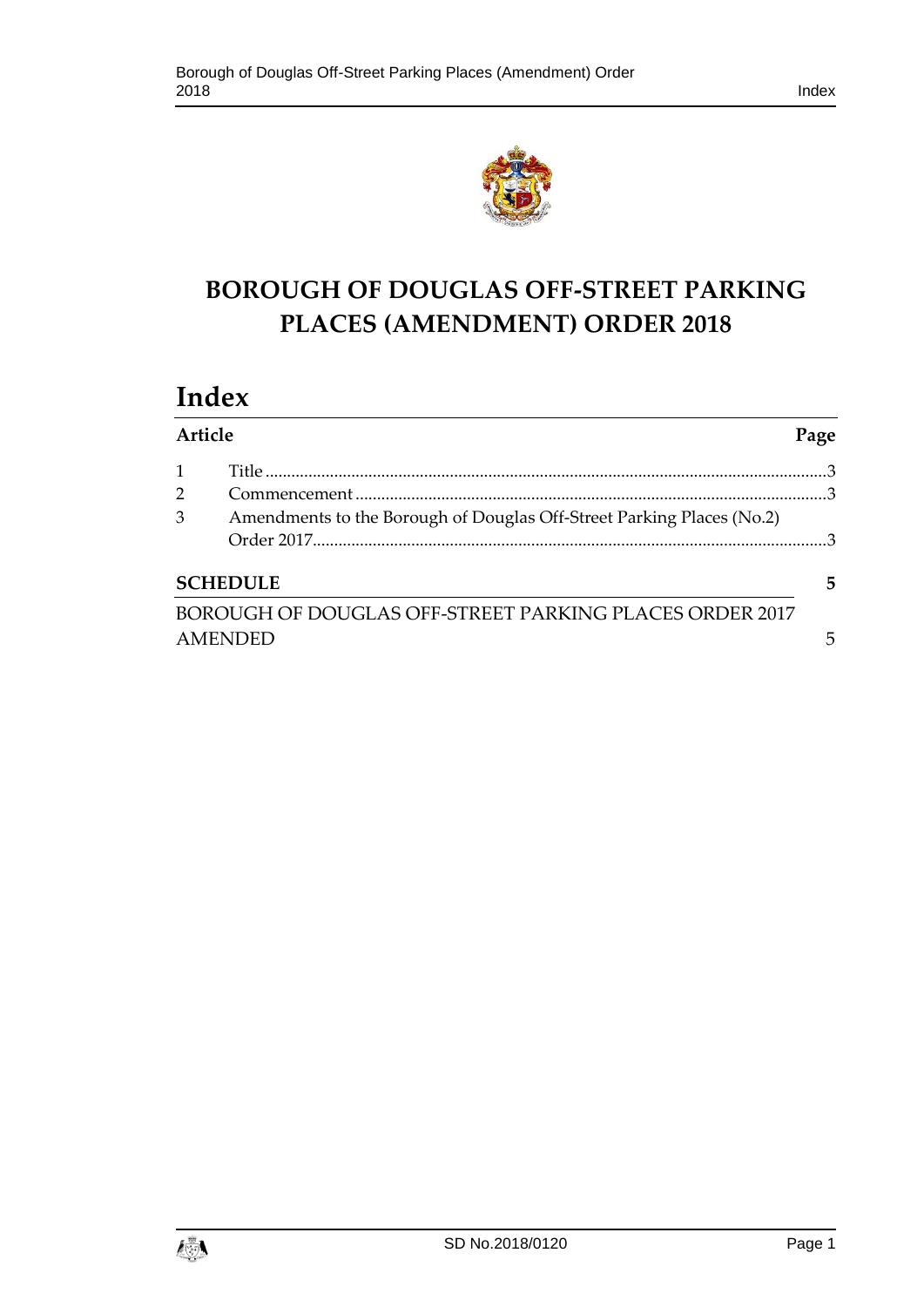# BOROUGH OF DOUGLAS OFF-STREET PARKING PLACES (AMENDMENT) ORDER 2018

## Index

| Article | | Page |
|---|---|---|
| 1 | Title | 3 |
| 2 | Commencement | 3 |
| 3 | Amendments to the Borough of Douglas Off-Street Parking Places (No.2) Order 2017 | 3 |

**SCHEDULE** 5

BOROUGH OF DOUGLAS OFF-STREET PARKING PLACES ORDER 2017 AMENDED 5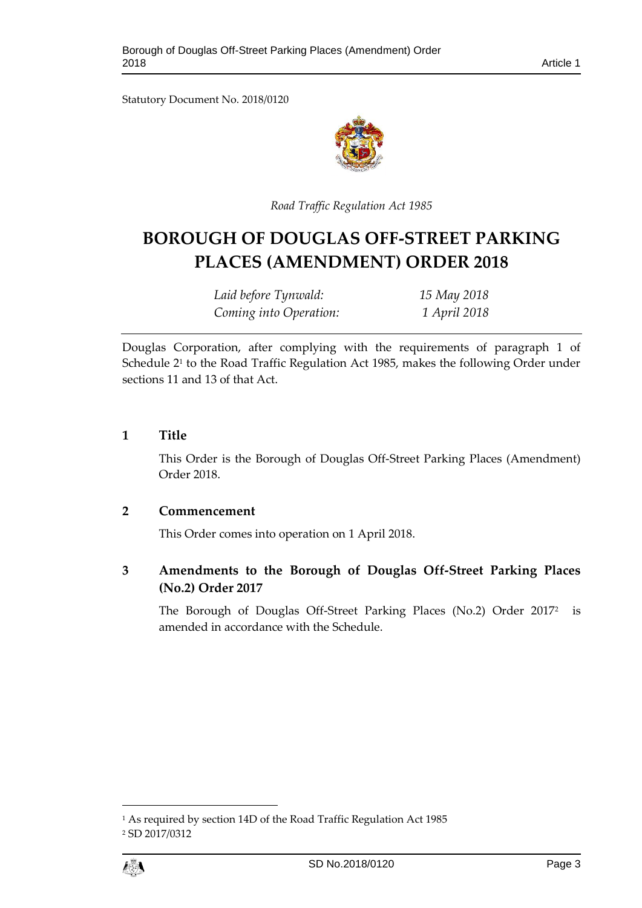Statutory Document No. 2018/0120

*Road Traffic Regulation Act 1985*

# BOROUGH OF DOUGLAS OFF-STREET PARKING PLACES (AMENDMENT) ORDER 2018

| | |
|---|---|
| *Laid before Tynwald:* | *15 May 2018* |
| *Coming into Operation:* | *1 April 2018* |

Douglas Corporation, after complying with the requirements of paragraph 1 of Schedule 2[1] to the Road Traffic Regulation Act 1985, makes the following Order under sections 11 and 13 of that Act.

## 1 Title

This Order is the Borough of Douglas Off-Street Parking Places (Amendment) Order 2018.

## 2 Commencement

This Order comes into operation on 1 April 2018.

## 3 Amendments to the Borough of Douglas Off-Street Parking Places (No.2) Order 2017

The Borough of Douglas Off-Street Parking Places (No.2) Order 2017[2] is amended in accordance with the Schedule.

[1] As required by section 14D of the Road Traffic Regulation Act 1985

[2] SD 2017/0312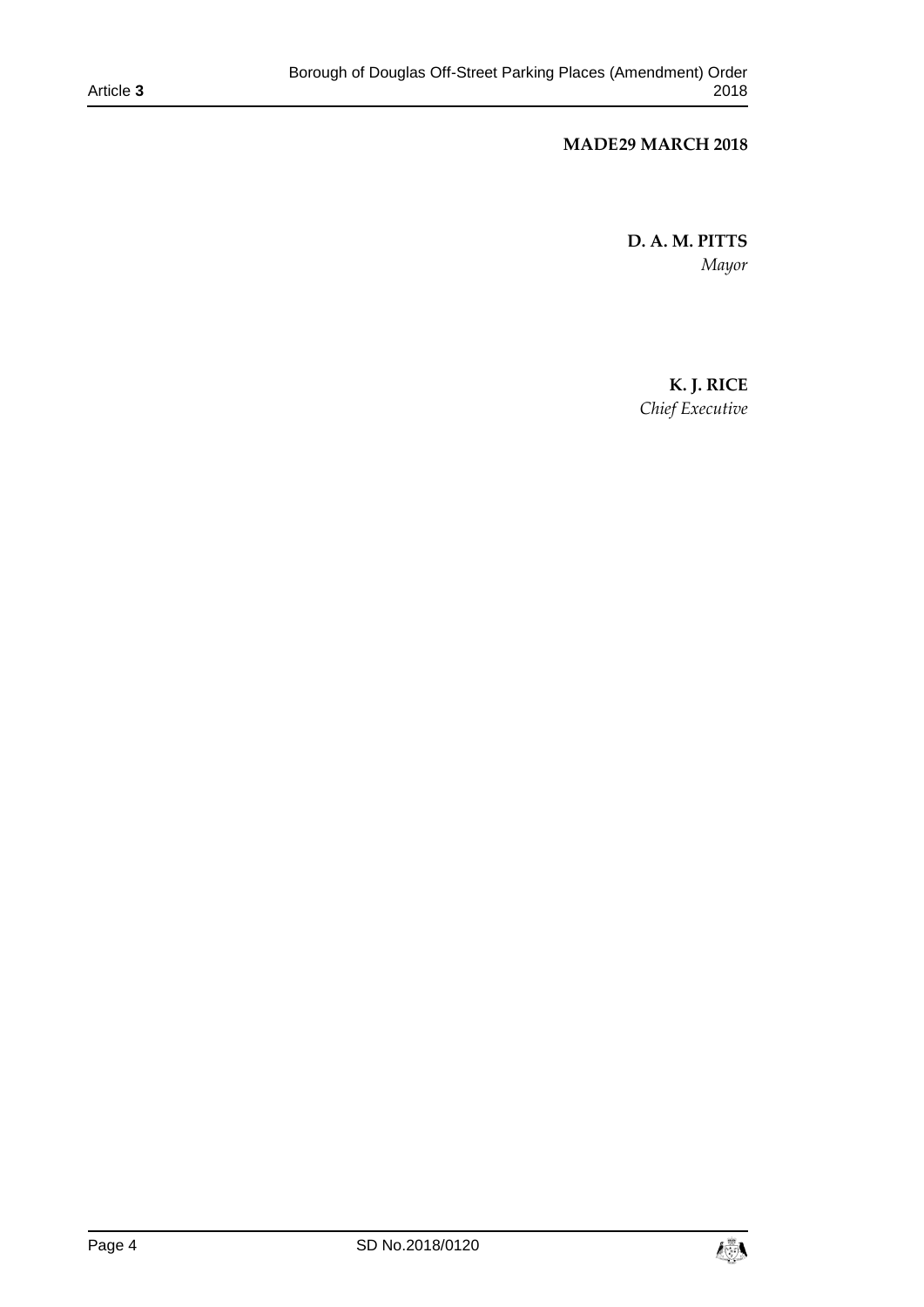**MADE29 MARCH 2018**

**D. A. M. PITTS**
*Mayor*

**K. J. RICE**
*Chief Executive*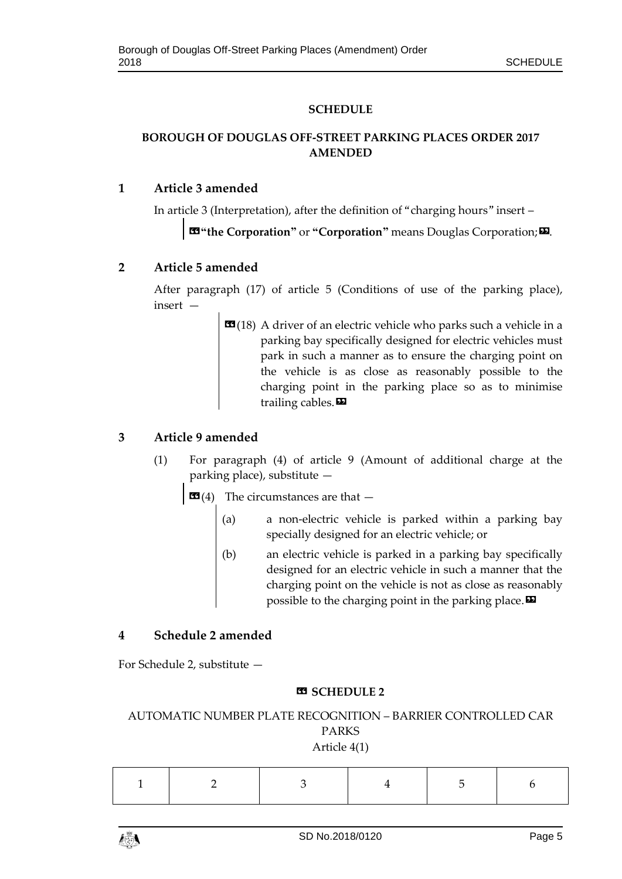# SCHEDULE

## BOROUGH OF DOUGLAS OFF-STREET PARKING PLACES ORDER 2017 AMENDED

### 1 Article 3 amended

In article 3 (Interpretation), after the definition of "charging hours" insert –

> «**"the Corporation"** or **"Corporation"** means Douglas Corporation;».

### 2 Article 5 amended

After paragraph (17) of article 5 (Conditions of use of the parking place), insert —

> «(18) A driver of an electric vehicle who parks such a vehicle in a parking bay specifically designed for electric vehicles must park in such a manner as to ensure the charging point on the vehicle is as close as reasonably possible to the charging point in the parking place so as to minimise trailing cables.»

### 3 Article 9 amended

(1) For paragraph (4) of article 9 (Amount of additional charge at the parking place), substitute —

> «(4) The circumstances are that —
>
> (a) a non-electric vehicle is parked within a parking bay specially designed for an electric vehicle; or
>
> (b) an electric vehicle is parked in a parking bay specifically designed for an electric vehicle in such a manner that the charging point on the vehicle is not as close as reasonably possible to the charging point in the parking place.»

### 4 Schedule 2 amended

For Schedule 2, substitute —

> « **SCHEDULE 2**
>
> AUTOMATIC NUMBER PLATE RECOGNITION – BARRIER CONTROLLED CAR PARKS
>
> Article 4(1)

| 1 | 2 | 3 | 4 | 5 | 6 |
|---|---|---|---|---|---|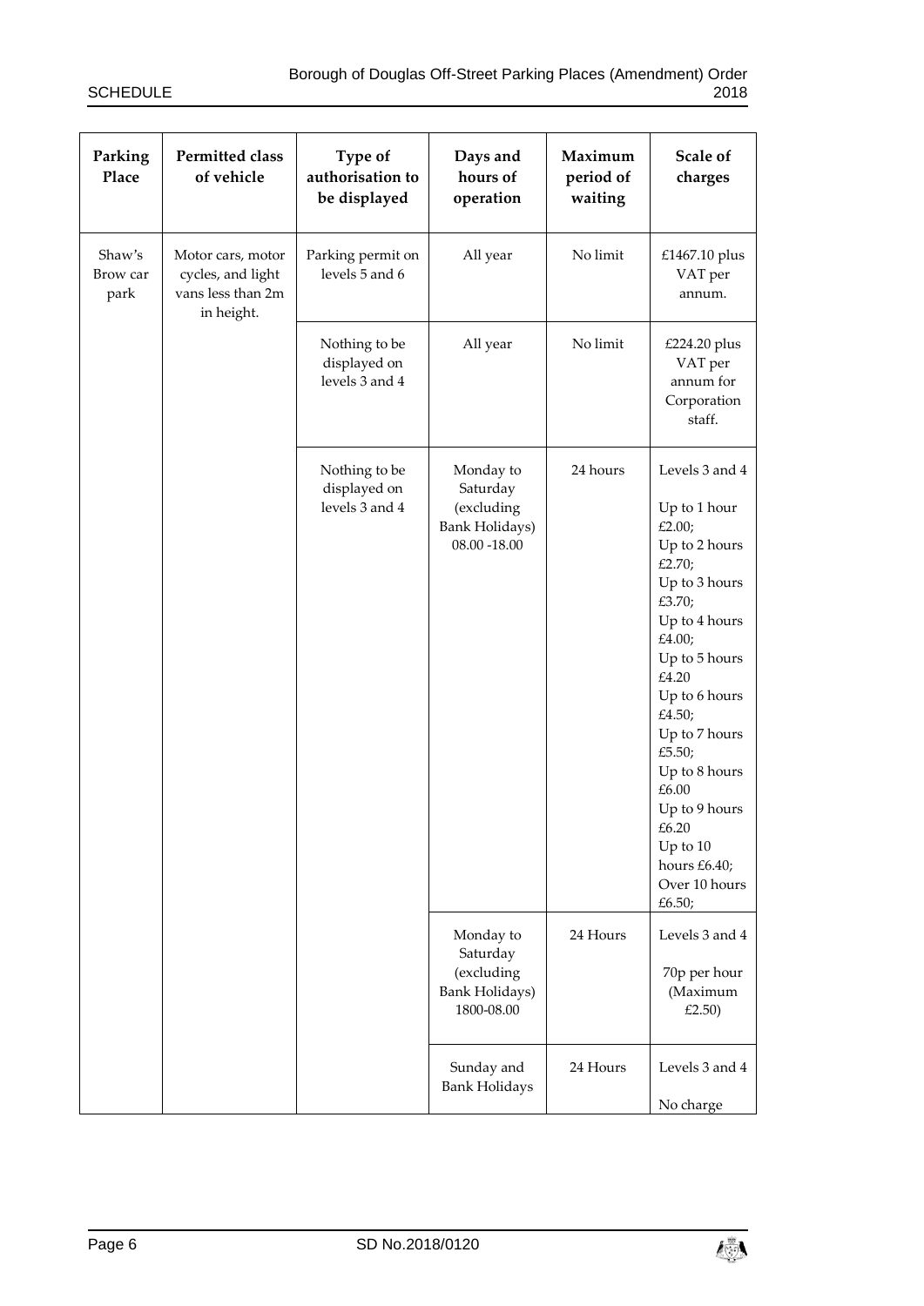| Parking Place | Permitted class of vehicle | Type of authorisation to be displayed | Days and hours of operation | Maximum period of waiting | Scale of charges |
|---|---|---|---|---|---|
| Shaw's Brow car park | Motor cars, motor cycles, and light vans less than 2m in height. | Parking permit on levels 5 and 6 | All year | No limit | £1467.10 plus VAT per annum. |
| | | Nothing to be displayed on levels 3 and 4 | All year | No limit | £224.20 plus VAT per annum for Corporation staff. |
| | | Nothing to be displayed on levels 3 and 4 | Monday to Saturday (excluding Bank Holidays) 08.00 -18.00 | 24 hours | Levels 3 and 4<br><br>Up to 1 hour £2.00;<br>Up to 2 hours £2.70;<br>Up to 3 hours £3.70;<br>Up to 4 hours £4.00;<br>Up to 5 hours £4.20<br>Up to 6 hours £4.50;<br>Up to 7 hours £5.50;<br>Up to 8 hours £6.00<br>Up to 9 hours £6.20<br>Up to 10 hours £6.40;<br>Over 10 hours £6.50; |
| | | | Monday to Saturday (excluding Bank Holidays) 1800-08.00 | 24 Hours | Levels 3 and 4<br><br>70p per hour (Maximum £2.50) |
| | | | Sunday and Bank Holidays | 24 Hours | Levels 3 and 4<br><br>No charge |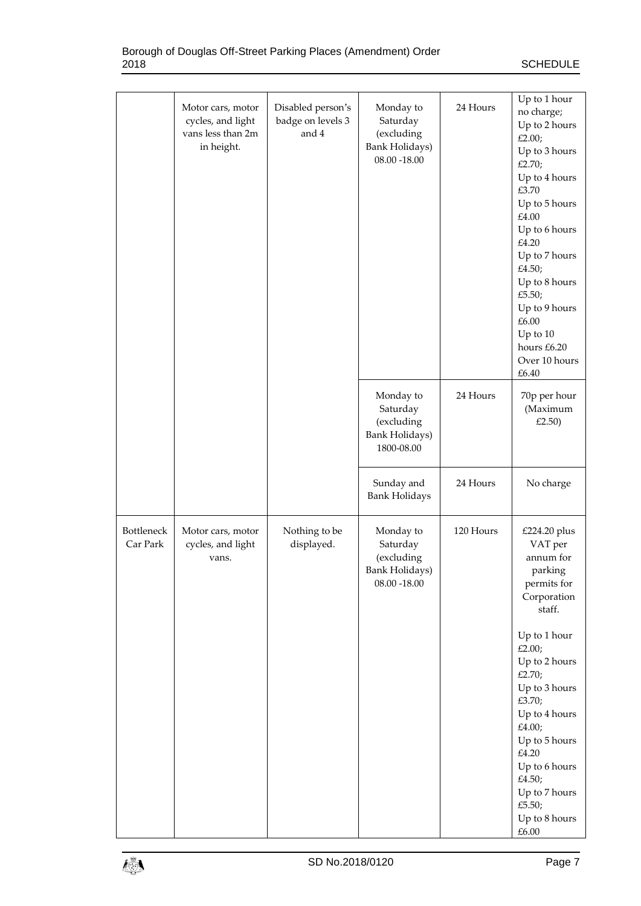| | Motor cars, motor cycles, and light vans less than 2m in height. | Disabled person's badge on levels 3 and 4 | Monday to Saturday (excluding Bank Holidays) 08.00 -18.00 | 24 Hours | Up to 1 hour no charge; Up to 2 hours £2.00; Up to 3 hours £2.70; Up to 4 hours £3.70 Up to 5 hours £4.00 Up to 6 hours £4.20 Up to 7 hours £4.50; Up to 8 hours £5.50; Up to 9 hours £6.00 Up to 10 hours £6.20 Over 10 hours £6.40 |
|---|---|---|---|---|---|
| | | | Monday to Saturday (excluding Bank Holidays) 1800-08.00 | 24 Hours | 70p per hour (Maximum £2.50) |
| | | | Sunday and Bank Holidays | 24 Hours | No charge |
| Bottleneck Car Park | Motor cars, motor cycles, and light vans. | Nothing to be displayed. | Monday to Saturday (excluding Bank Holidays) 08.00 -18.00 | 120 Hours | £224.20 plus VAT per annum for parking permits for Corporation staff. Up to 1 hour £2.00; Up to 2 hours £2.70; Up to 3 hours £3.70; Up to 4 hours £4.00; Up to 5 hours £4.20 Up to 6 hours £4.50; Up to 7 hours £5.50; Up to 8 hours £6.00 |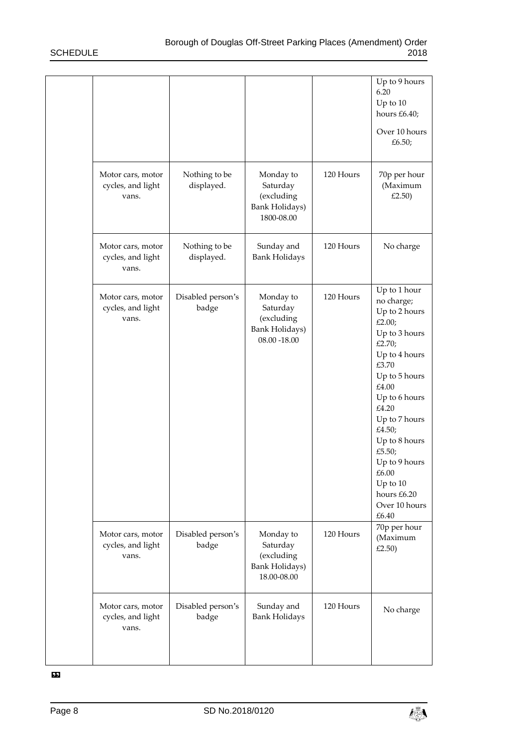| | | | | | |
|---|---|---|---|---|---|
| | | | | | Up to 9 hours 6.20<br>Up to 10 hours £6.40;<br>Over 10 hours £6.50; |
| | Motor cars, motor cycles, and light vans. | Nothing to be displayed. | Monday to Saturday (excluding Bank Holidays) 1800-08.00 | 120 Hours | 70p per hour (Maximum £2.50) |
| | Motor cars, motor cycles, and light vans. | Nothing to be displayed. | Sunday and Bank Holidays | 120 Hours | No charge |
| | Motor cars, motor cycles, and light vans. | Disabled person's badge | Monday to Saturday (excluding Bank Holidays) 08.00 -18.00 | 120 Hours | Up to 1 hour no charge;<br>Up to 2 hours £2.00;<br>Up to 3 hours £2.70;<br>Up to 4 hours £3.70<br>Up to 5 hours £4.00<br>Up to 6 hours £4.20<br>Up to 7 hours £4.50;<br>Up to 8 hours £5.50;<br>Up to 9 hours £6.00<br>Up to 10 hours £6.20<br>Over 10 hours £6.40 |
| | Motor cars, motor cycles, and light vans. | Disabled person's badge | Monday to Saturday (excluding Bank Holidays) 18.00-08.00 | 120 Hours | 70p per hour (Maximum £2.50) |
| | Motor cars, motor cycles, and light vans. | Disabled person's badge | Sunday and Bank Holidays | 120 Hours | No charge |

”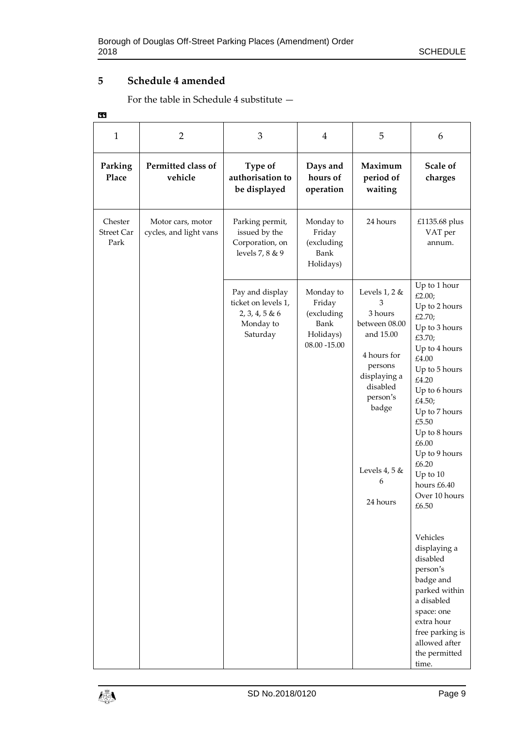## 5 Schedule 4 amended

For the table in Schedule 4 substitute —

"

| 1 | 2 | 3 | 4 | 5 | 6 |
|---|---|---|---|---|---|
| **Parking Place** | **Permitted class of vehicle** | **Type of authorisation to be displayed** | **Days and hours of operation** | **Maximum period of waiting** | **Scale of charges** |
| Chester Street Car Park | Motor cars, motor cycles, and light vans | Parking permit, issued by the Corporation, on levels 7, 8 & 9 | Monday to Friday (excluding Bank Holidays) | 24 hours | £1135.68 plus VAT per annum. |
| | | Pay and display ticket on levels 1, 2, 3, 4, 5 & 6 Monday to Saturday | Monday to Friday (excluding Bank Holidays) 08.00 -15.00 | Levels 1, 2 & 3<br>3 hours between 08.00 and 15.00<br><br>4 hours for persons displaying a disabled person's badge<br><br>Levels 4, 5 & 6<br><br>24 hours | Up to 1 hour £2.00;<br>Up to 2 hours £2.70;<br>Up to 3 hours £3.70;<br>Up to 4 hours £4.00<br>Up to 5 hours £4.20<br>Up to 6 hours £4.50;<br>Up to 7 hours £5.50<br>Up to 8 hours £6.00<br>Up to 9 hours £6.20<br>Up to 10 hours £6.40<br>Over 10 hours £6.50<br><br>Vehicles displaying a disabled person's badge and parked within a disabled space: one extra hour free parking is allowed after the permitted time. |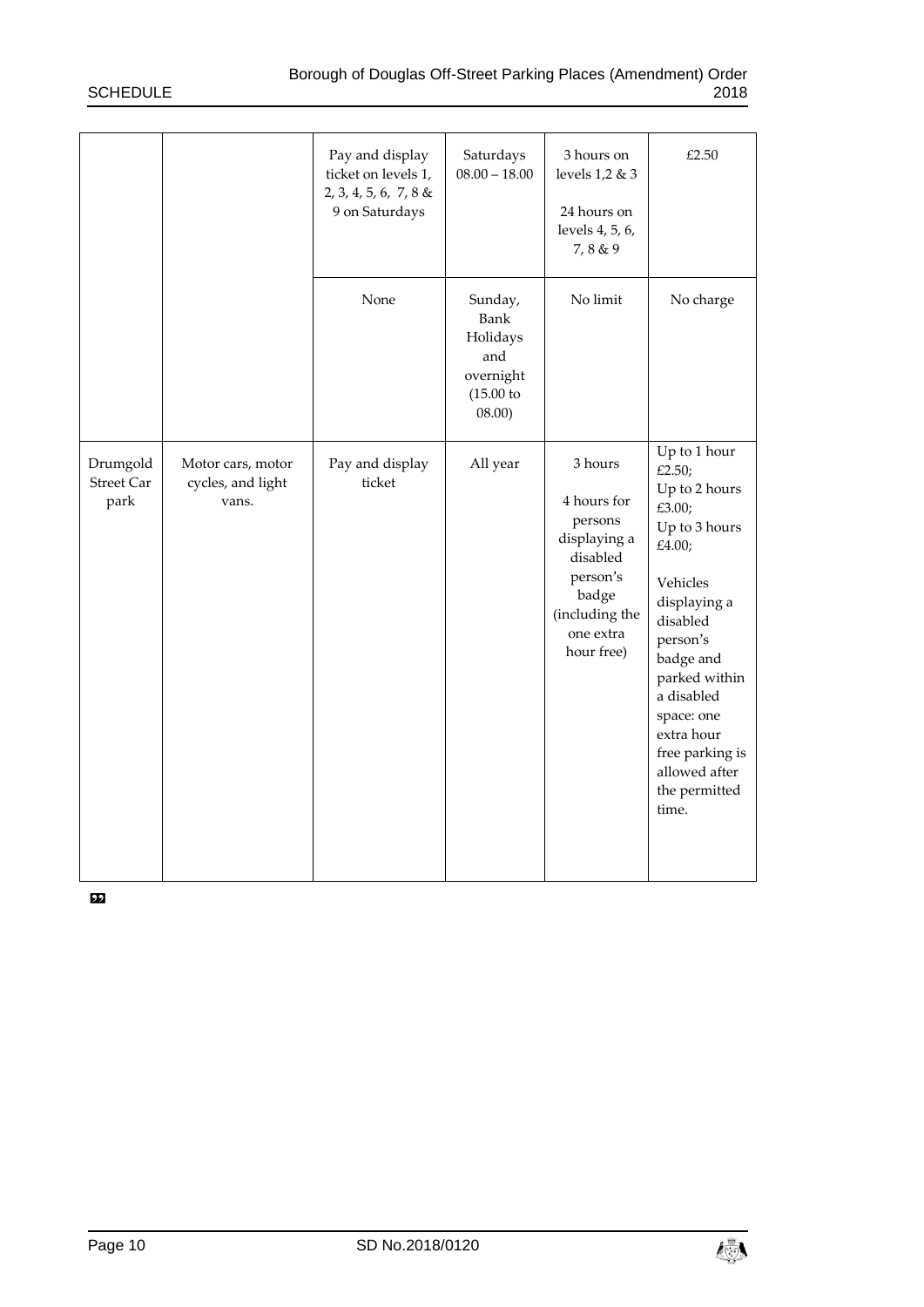| | | | | | |
|---|---|---|---|---|---|
| | | Pay and display ticket on levels 1, 2, 3, 4, 5, 6, 7, 8 & 9 on Saturdays | Saturdays 08.00 – 18.00 | 3 hours on levels 1,2 & 3<br><br>24 hours on levels 4, 5, 6, 7, 8 & 9 | £2.50 |
| | | None | Sunday, Bank Holidays and overnight (15.00 to 08.00) | No limit | No charge |
| Drumgold Street Car park | Motor cars, motor cycles, and light vans. | Pay and display ticket | All year | 3 hours<br><br>4 hours for persons displaying a disabled person's badge (including the one extra hour free) | Up to 1 hour £2.50;<br>Up to 2 hours £3.00;<br>Up to 3 hours £4.00;<br><br>Vehicles displaying a disabled person's badge and parked within a disabled space: one extra hour free parking is allowed after the permitted time. |

”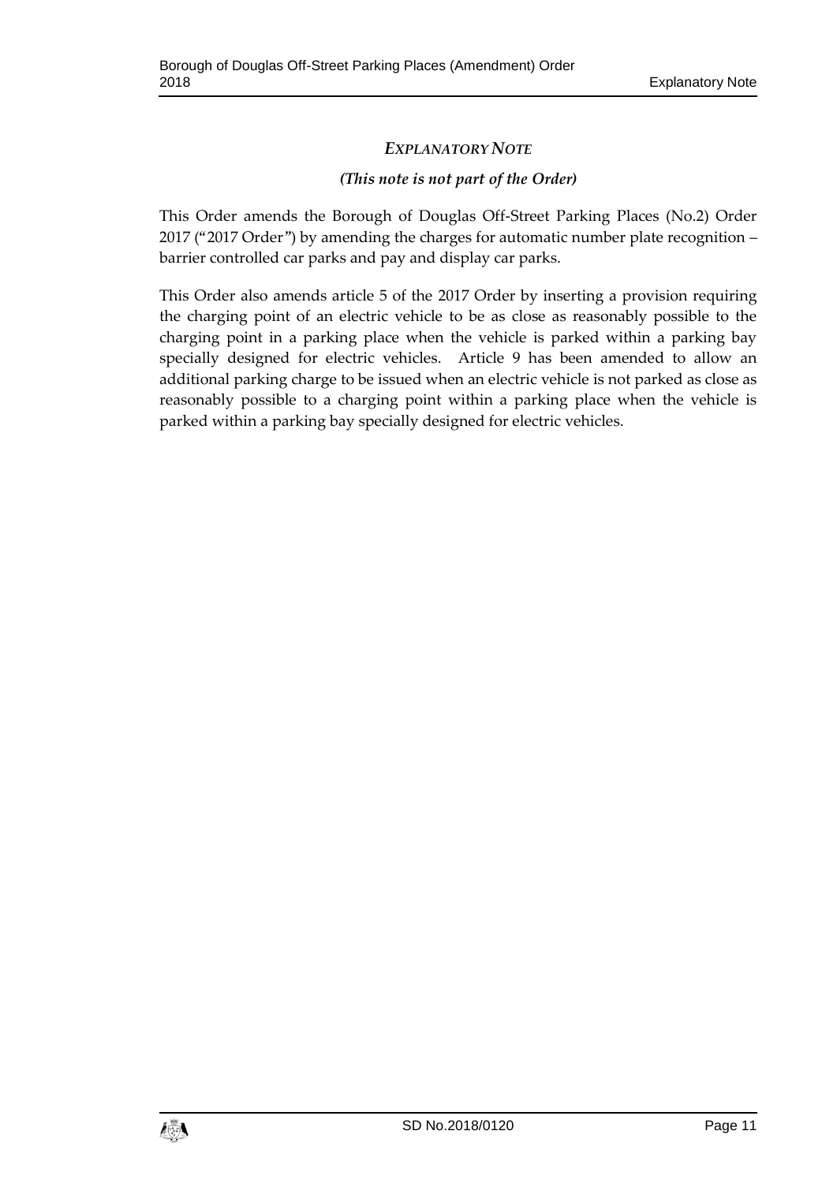## *EXPLANATORY NOTE*

***(This note is not part of the Order)***

This Order amends the Borough of Douglas Off-Street Parking Places (No.2) Order 2017 ("2017 Order") by amending the charges for automatic number plate recognition – barrier controlled car parks and pay and display car parks.

This Order also amends article 5 of the 2017 Order by inserting a provision requiring the charging point of an electric vehicle to be as close as reasonably possible to the charging point in a parking place when the vehicle is parked within a parking bay specially designed for electric vehicles. Article 9 has been amended to allow an additional parking charge to be issued when an electric vehicle is not parked as close as reasonably possible to a charging point within a parking place when the vehicle is parked within a parking bay specially designed for electric vehicles.